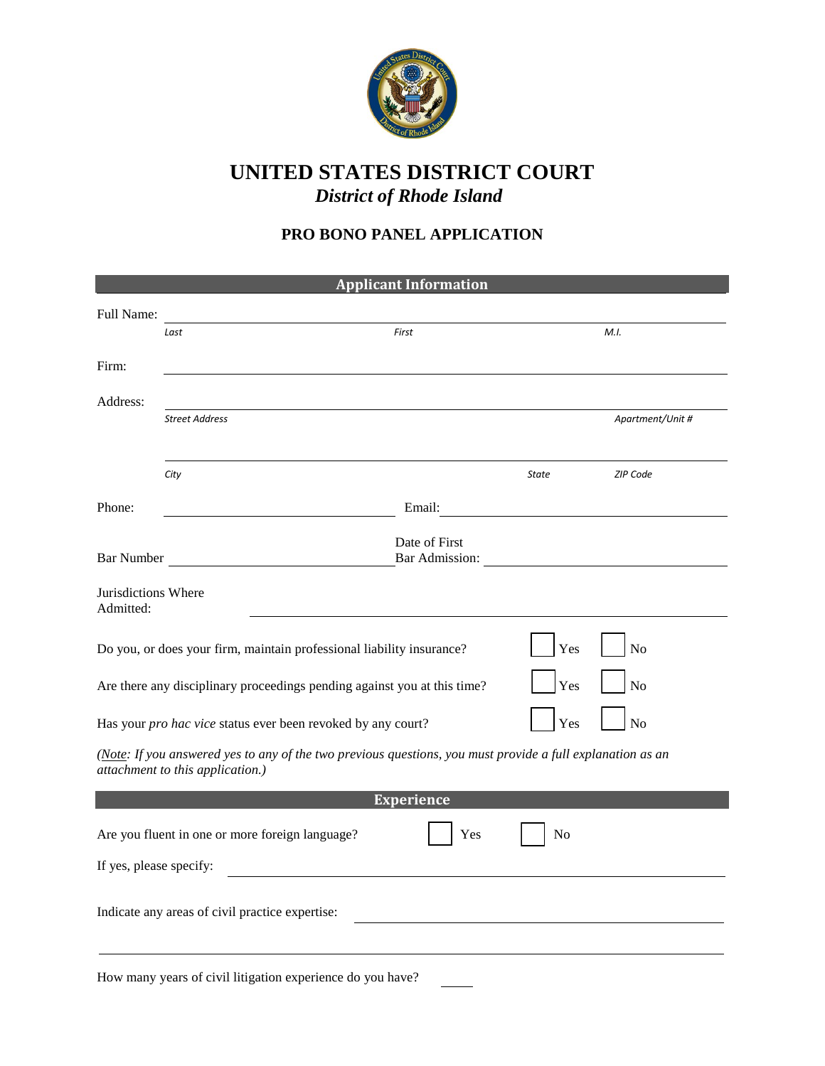# UNITED STATES DISTRICT COURT
## *District of Rhode Island*

### PRO BONO PANEL APPLICATION

## Applicant Information

Full Name: ______________________________________________
*Last* *First* *M.I.*

Firm: ______________________________________________

Address: ______________________________________________
*Street Address* *Apartment/Unit #*

______________________________________________
*City* *State* *ZIP Code*

Phone: ____________________ Email: ____________________

Bar Number ____________________ Date of First Bar Admission: ____________________

Jurisdictions Where Admitted: ______________________________________________

Do you, or does your firm, maintain professional liability insurance? ☐ Yes ☐ No

Are there any disciplinary proceedings pending against you at this time? ☐ Yes ☐ No

Has your *pro hac vice* status ever been revoked by any court? ☐ Yes ☐ No

*(Note: If you answered yes to any of the two previous questions, you must provide a full explanation as an attachment to this application.)*

## Experience

Are you fluent in one or more foreign language? ☐ Yes ☐ No

If yes, please specify: ______________________________________________

Indicate any areas of civil practice expertise: ______________________________________________

______________________________________________

How many years of civil litigation experience do you have? _____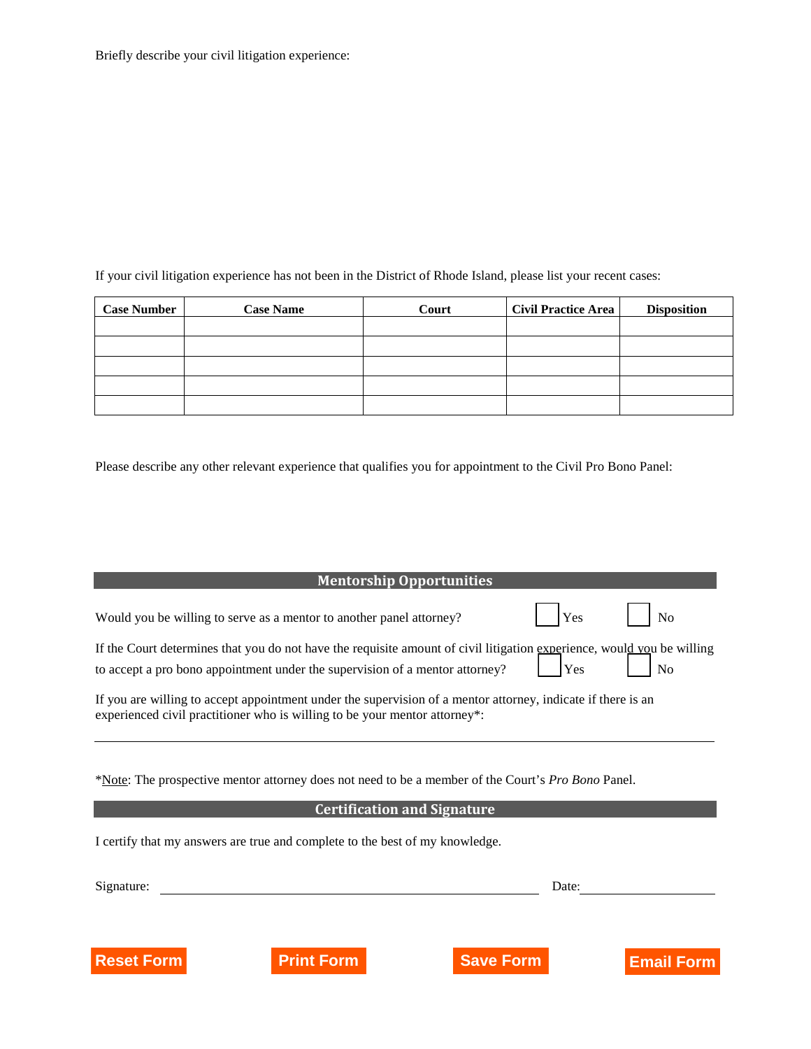Briefly describe your civil litigation experience:

If your civil litigation experience has not been in the District of Rhode Island, please list your recent cases:

| Case Number | Case Name | Court | Civil Practice Area | Disposition |
|---|---|---|---|---|
| | | | | |
| | | | | |
| | | | | |
| | | | | |
| | | | | |

Please describe any other relevant experience that qualifies you for appointment to the Civil Pro Bono Panel:

## Mentorship Opportunities

Would you be willing to serve as a mentor to another panel attorney? ☐ Yes ☐ No

If the Court determines that you do not have the requisite amount of civil litigation experience, would you be willing to accept a pro bono appointment under the supervision of a mentor attorney? ☐ Yes ☐ No

If you are willing to accept appointment under the supervision of a mentor attorney, indicate if there is an experienced civil practitioner who is willing to be your mentor attorney*:

______________________________________________________________________

*Note: The prospective mentor attorney does not need to be a member of the Court's *Pro Bono* Panel.

## Certification and Signature

I certify that my answers are true and complete to the best of my knowledge.

Signature: ____________________________________ Date: ________________

Reset Form Print Form Save Form Email Form